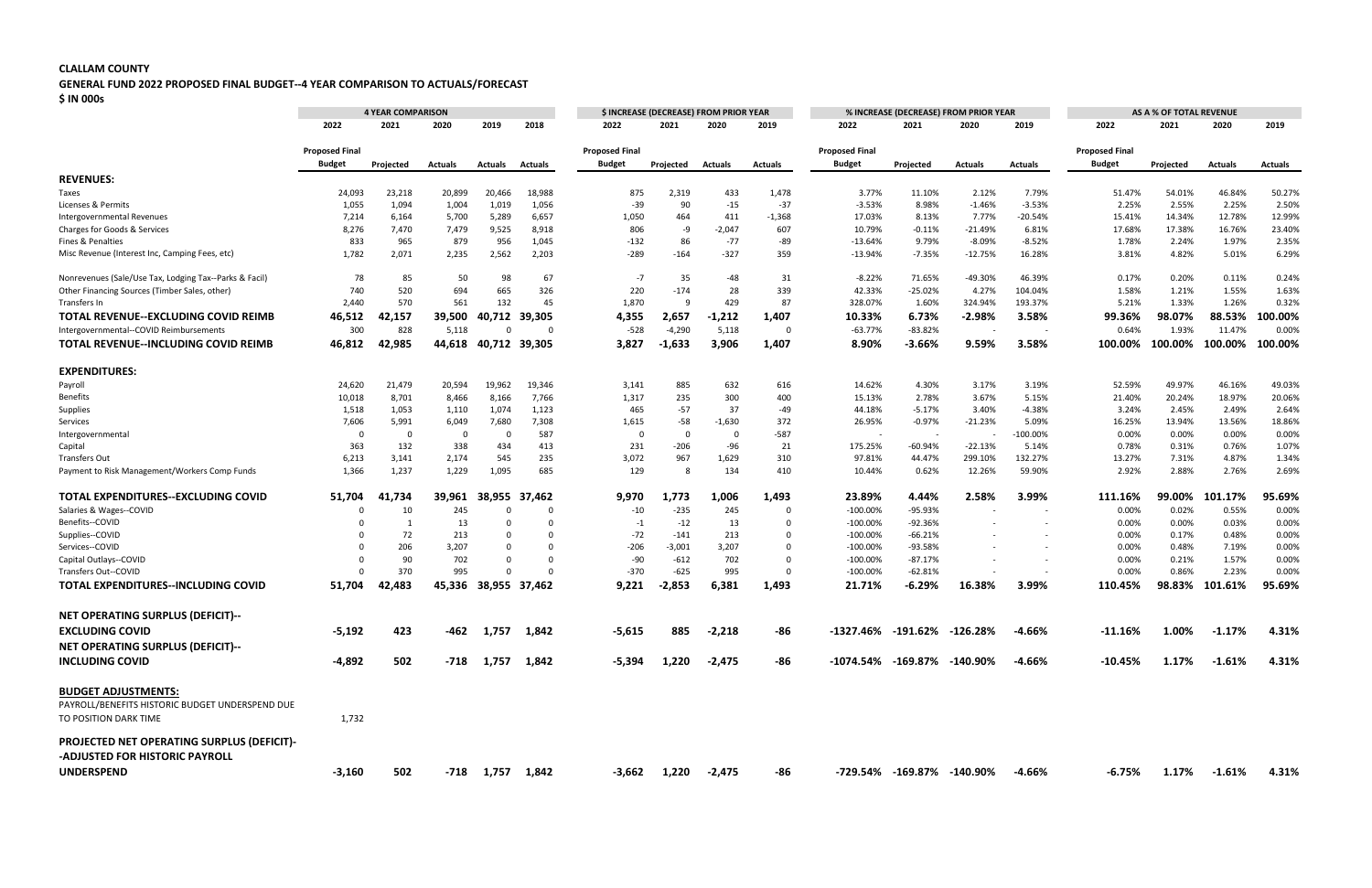**CLALLAM COUNTY**

**GENERAL FUND 2022 PROPOSED FINAL BUDGET--4 YEAR COMPARISON TO ACTUALS/FORECAST**

**$ IN 000s**

| | 4 YEAR COMPARISON | | | | | $ INCREASE (DECREASE) FROM PRIOR YEAR | | | | % INCREASE (DECREASE) FROM PRIOR YEAR | | | | AS A % OF TOTAL REVENUE | | | |
|---|---|---|---|---|---|---|---|---|---|---|---|---|---|---|---|---|---|
| | 2022 | 2021 | 2020 | 2019 | 2018 | 2022 | 2021 | 2020 | 2019 | 2022 | 2021 | 2020 | 2019 | 2022 | 2021 | 2020 | 2019 |
| | Proposed Final Budget | Projected | Actuals | Actuals | Actuals | Proposed Final Budget | Projected | Actuals | Actuals | Proposed Final Budget | Projected | Actuals | Actuals | Proposed Final Budget | Projected | Actuals | Actuals |
| **REVENUES:** | | | | | | | | | | | | | | | | | |
| Taxes | 24,093 | 23,218 | 20,899 | 20,466 | 18,988 | 875 | 2,319 | 433 | 1,478 | 3.77% | 11.10% | 2.12% | 7.79% | 51.47% | 54.01% | 46.84% | 50.27% |
| Licenses & Permits | 1,055 | 1,094 | 1,004 | 1,019 | 1,056 | -39 | 90 | -15 | -37 | -3.53% | 8.98% | -1.46% | -3.53% | 2.25% | 2.55% | 2.25% | 2.50% |
| Intergovernmental Revenues | 7,214 | 6,164 | 5,700 | 5,289 | 6,657 | 1,050 | 464 | 411 | -1,368 | 17.03% | 8.13% | 7.77% | -20.54% | 15.41% | 14.34% | 12.78% | 12.99% |
| Charges for Goods & Services | 8,276 | 7,470 | 7,479 | 9,525 | 8,918 | 806 | -9 | -2,047 | 607 | 10.79% | -0.11% | -21.49% | 6.81% | 17.68% | 17.38% | 16.76% | 23.40% |
| Fines & Penalties | 833 | 965 | 879 | 956 | 1,045 | -132 | 86 | -77 | -89 | -13.64% | 9.79% | -8.09% | -8.52% | 1.78% | 2.24% | 1.97% | 2.35% |
| Misc Revenue (Interest Inc, Camping Fees, etc) | 1,782 | 2,071 | 2,235 | 2,562 | 2,203 | -289 | -164 | -327 | 359 | -13.94% | -7.35% | -12.75% | 16.28% | 3.81% | 4.82% | 5.01% | 6.29% |
| Nonrevenues (Sale/Use Tax, Lodging Tax--Parks & Facil) | 78 | 85 | 50 | 98 | 67 | -7 | 35 | -48 | 31 | -8.22% | 71.65% | -49.30% | 46.39% | 0.17% | 0.20% | 0.11% | 0.24% |
| Other Financing Sources (Timber Sales, other) | 740 | 520 | 694 | 665 | 326 | 220 | -174 | 28 | 339 | 42.33% | -25.02% | 4.27% | 104.04% | 1.58% | 1.21% | 1.55% | 1.63% |
| Transfers In | 2,440 | 570 | 561 | 132 | 45 | 1,870 | 9 | 429 | 87 | 328.07% | 1.60% | 324.94% | 193.37% | 5.21% | 1.33% | 1.26% | 0.32% |
| **TOTAL REVENUE--EXCLUDING COVID REIMB** | **46,512** | **42,157** | **39,500** | **40,712** | **39,305** | **4,355** | **2,657** | **-1,212** | **1,407** | **10.33%** | **6.73%** | **-2.98%** | **3.58%** | **99.36%** | **98.07%** | **88.53%** | **100.00%** |
| Intergovernmental--COVID Reimbursements | 300 | 828 | 5,118 | 0 | 0 | -528 | -4,290 | 5,118 | 0 | -63.77% | -83.82% | - | - | 0.64% | 1.93% | 11.47% | 0.00% |
| **TOTAL REVENUE--INCLUDING COVID REIMB** | **46,812** | **42,985** | **44,618** | **40,712** | **39,305** | **3,827** | **-1,633** | **3,906** | **1,407** | **8.90%** | **-3.66%** | **9.59%** | **3.58%** | **100.00%** | **100.00%** | **100.00%** | **100.00%** |
| **EXPENDITURES:** | | | | | | | | | | | | | | | | | |
| Payroll | 24,620 | 21,479 | 20,594 | 19,962 | 19,346 | 3,141 | 885 | 632 | 616 | 14.62% | 4.30% | 3.17% | 3.19% | 52.59% | 49.97% | 46.16% | 49.03% |
| Benefits | 10,018 | 8,701 | 8,466 | 8,166 | 7,766 | 1,317 | 235 | 300 | 400 | 15.13% | 2.78% | 3.67% | 5.15% | 21.40% | 20.24% | 18.97% | 20.06% |
| Supplies | 1,518 | 1,053 | 1,110 | 1,074 | 1,123 | 465 | -57 | 37 | -49 | 44.18% | -5.17% | 3.40% | -4.38% | 3.24% | 2.45% | 2.49% | 2.64% |
| Services | 7,606 | 5,991 | 6,049 | 7,680 | 7,308 | 1,615 | -58 | -1,630 | 372 | 26.95% | -0.97% | -21.23% | 5.09% | 16.25% | 13.94% | 13.56% | 18.86% |
| Intergovernmental | 0 | 0 | 0 | 0 | 587 | 0 | 0 | 0 | -587 | - | - | - | -100.00% | 0.00% | 0.00% | 0.00% | 0.00% |
| Capital | 363 | 132 | 338 | 434 | 413 | 231 | -206 | -96 | 21 | 175.25% | -60.94% | -22.13% | 5.14% | 0.78% | 0.31% | 0.76% | 1.07% |
| Transfers Out | 6,213 | 3,141 | 2,174 | 545 | 235 | 3,072 | 967 | 1,629 | 310 | 97.81% | 44.47% | 299.10% | 132.27% | 13.27% | 7.31% | 4.87% | 1.34% |
| Payment to Risk Management/Workers Comp Funds | 1,366 | 1,237 | 1,229 | 1,095 | 685 | 129 | 8 | 134 | 410 | 10.44% | 0.62% | 12.26% | 59.90% | 2.92% | 2.88% | 2.76% | 2.69% |
| **TOTAL EXPENDITURES--EXCLUDING COVID** | **51,704** | **41,734** | **39,961** | **38,955** | **37,462** | **9,970** | **1,773** | **1,006** | **1,493** | **23.89%** | **4.44%** | **2.58%** | **3.99%** | **111.16%** | **99.00%** | **101.17%** | **95.69%** |
| Salaries & Wages--COVID | 0 | 10 | 245 | 0 | 0 | -10 | -235 | 245 | 0 | -100.00% | -95.93% | - | - | 0.00% | 0.02% | 0.55% | 0.00% |
| Benefits--COVID | 0 | 1 | 13 | 0 | 0 | -1 | -12 | 13 | 0 | -100.00% | -92.36% | - | - | 0.00% | 0.00% | 0.03% | 0.00% |
| Supplies--COVID | 0 | 72 | 213 | 0 | 0 | -72 | -141 | 213 | 0 | -100.00% | -66.21% | - | - | 0.00% | 0.17% | 0.48% | 0.00% |
| Services--COVID | 0 | 206 | 3,207 | 0 | 0 | -206 | -3,001 | 3,207 | 0 | -100.00% | -93.58% | - | - | 0.00% | 0.48% | 7.19% | 0.00% |
| Capital Outlays--COVID | 0 | 90 | 702 | 0 | 0 | -90 | -612 | 702 | 0 | -100.00% | -87.17% | - | - | 0.00% | 0.21% | 1.57% | 0.00% |
| Transfers Out--COVID | 0 | 370 | 995 | 0 | 0 | -370 | -625 | 995 | 0 | -100.00% | -62.81% | - | - | 0.00% | 0.86% | 2.23% | 0.00% |
| **TOTAL EXPENDITURES--INCLUDING COVID** | **51,704** | **42,483** | **45,336** | **38,955** | **37,462** | **9,221** | **-2,853** | **6,381** | **1,493** | **21.71%** | **-6.29%** | **16.38%** | **3.99%** | **110.45%** | **98.83%** | **101.61%** | **95.69%** |
| **NET OPERATING SURPLUS (DEFICIT)-- EXCLUDING COVID** | **-5,192** | **423** | **-462** | **1,757** | **1,842** | **-5,615** | **885** | **-2,218** | **-86** | **-1327.46%** | **-191.62%** | **-126.28%** | **-4.66%** | **-11.16%** | **1.00%** | **-1.17%** | **4.31%** |
| **NET OPERATING SURPLUS (DEFICIT)-- INCLUDING COVID** | **-4,892** | **502** | **-718** | **1,757** | **1,842** | **-5,394** | **1,220** | **-2,475** | **-86** | **-1074.54%** | **-169.87%** | **-140.90%** | **-4.66%** | **-10.45%** | **1.17%** | **-1.61%** | **4.31%** |
| **BUDGET ADJUSTMENTS:** | | | | | | | | | | | | | | | | | |
| PAYROLL/BENEFITS HISTORIC BUDGET UNDERSPEND DUE TO POSITION DARK TIME | 1,732 | | | | | | | | | | | | | | | | |
| **PROJECTED NET OPERATING SURPLUS (DEFICIT)- -ADJUSTED FOR HISTORIC PAYROLL UNDERSPEND** | **-3,160** | **502** | **-718** | **1,757** | **1,842** | **-3,662** | **1,220** | **-2,475** | **-86** | **-729.54%** | **-169.87%** | **-140.90%** | **-4.66%** | **-6.75%** | **1.17%** | **-1.61%** | **4.31%** |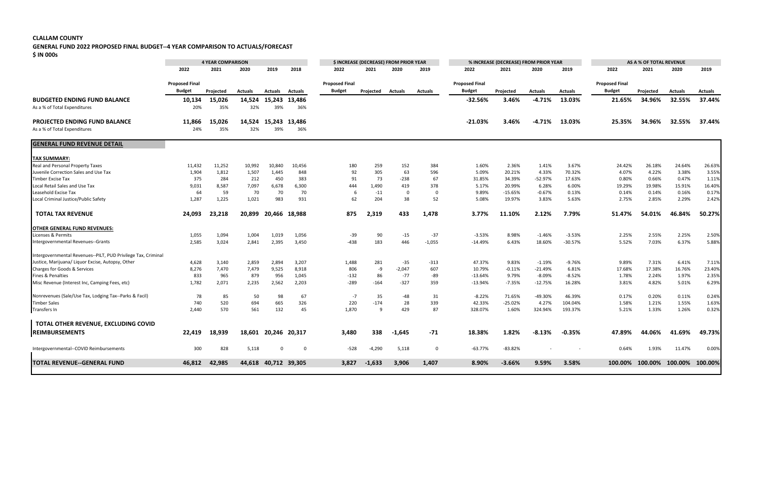**CLALLAM COUNTY**

**GENERAL FUND 2022 PROPOSED FINAL BUDGET--4 YEAR COMPARISON TO ACTUALS/FORECAST**

**$ IN 000s**

| | 4 YEAR COMPARISON | | | | | $ INCREASE (DECREASE) FROM PRIOR YEAR | | | | % INCREASE (DECREASE) FROM PRIOR YEAR | | | | AS A % OF TOTAL REVENUE | | | |
|---|---|---|---|---|---|---|---|---|---|---|---|---|---|---|---|---|---|
| | 2022 | 2021 | 2020 | 2019 | 2018 | 2022 | 2021 | 2020 | 2019 | 2022 | 2021 | 2020 | 2019 | 2022 | 2021 | 2020 | 2019 |
| | Proposed Final Budget | Projected | Actuals | Actuals | Actuals | Proposed Final Budget | Projected | Actuals | Actuals | Proposed Final Budget | Projected | Actuals | Actuals | Proposed Final Budget | Projected | Actuals | Actuals |
| **BUDGETED ENDING FUND BALANCE** | **10,134** | **15,026** | **14,524** | **15,243** | **13,486** | | | | | **-32.56%** | **3.46%** | **-4.71%** | **13.03%** | **21.65%** | **34.96%** | **32.55%** | **37.44%** |
| As a % of Total Expenditures | 20% | 35% | 32% | 39% | 36% | | | | | | | | | | | | |
| **PROJECTED ENDING FUND BALANCE** | **11,866** | **15,026** | **14,524** | **15,243** | **13,486** | | | | | **-21.03%** | **3.46%** | **-4.71%** | **13.03%** | **25.35%** | **34.96%** | **32.55%** | **37.44%** |
| As a % of Total Expenditures | 24% | 35% | 32% | 39% | 36% | | | | | | | | | | | | |
| **GENERAL FUND REVENUE DETAIL** | | | | | | | | | | | | | | | | | |
| **TAX SUMMARY:** | | | | | | | | | | | | | | | | | |
| Real and Personal Property Taxes | 11,432 | 11,252 | 10,992 | 10,840 | 10,456 | 180 | 259 | 152 | 384 | 1.60% | 2.36% | 1.41% | 3.67% | 24.42% | 26.18% | 24.64% | 26.63% |
| Juvenile Correction Sales and Use Tax | 1,904 | 1,812 | 1,507 | 1,445 | 848 | 92 | 305 | 63 | 596 | 5.09% | 20.21% | 4.33% | 70.32% | 4.07% | 4.22% | 3.38% | 3.55% |
| Timber Excise Tax | 375 | 284 | 212 | 450 | 383 | 91 | 73 | -238 | 67 | 31.85% | 34.39% | -52.97% | 17.63% | 0.80% | 0.66% | 0.47% | 1.11% |
| Local Retail Sales and Use Tax | 9,031 | 8,587 | 7,097 | 6,678 | 6,300 | 444 | 1,490 | 419 | 378 | 5.17% | 20.99% | 6.28% | 6.00% | 19.29% | 19.98% | 15.91% | 16.40% |
| Leasehold Excise Tax | 64 | 59 | 70 | 70 | 70 | 6 | -11 | 0 | 0 | 9.89% | -15.65% | -0.67% | 0.13% | 0.14% | 0.14% | 0.16% | 0.17% |
| Local Criminal Justice/Public Safety | 1,287 | 1,225 | 1,021 | 983 | 931 | 62 | 204 | 38 | 52 | 5.08% | 19.97% | 3.83% | 5.63% | 2.75% | 2.85% | 2.29% | 2.42% |
| **TOTAL TAX REVENUE** | **24,093** | **23,218** | **20,899** | **20,466** | **18,988** | **875** | **2,319** | **433** | **1,478** | **3.77%** | **11.10%** | **2.12%** | **7.79%** | **51.47%** | **54.01%** | **46.84%** | **50.27%** |
| **OTHER GENERAL FUND REVENUES:** | | | | | | | | | | | | | | | | | |
| Licenses & Permits | 1,055 | 1,094 | 1,004 | 1,019 | 1,056 | -39 | 90 | -15 | -37 | -3.53% | 8.98% | -1.46% | -3.53% | 2.25% | 2.55% | 2.25% | 2.50% |
| Intergovernmental Revenues--Grants | 2,585 | 3,024 | 2,841 | 2,395 | 3,450 | -438 | 183 | 446 | -1,055 | -14.49% | 6.43% | 18.60% | -30.57% | 5.52% | 7.03% | 6.37% | 5.88% |
| Intergovernmental Revenues--PILT, PUD Privilege Tax, Criminal Justice, Marijuana/ Liquor Excise, Autopsy, Other | 4,628 | 3,140 | 2,859 | 2,894 | 3,207 | 1,488 | 281 | -35 | -313 | 47.37% | 9.83% | -1.19% | -9.76% | 9.89% | 7.31% | 6.41% | 7.11% |
| Charges for Goods & Services | 8,276 | 7,470 | 7,479 | 9,525 | 8,918 | 806 | -9 | -2,047 | 607 | 10.79% | -0.11% | -21.49% | 6.81% | 17.68% | 17.38% | 16.76% | 23.40% |
| Fines & Penalties | 833 | 965 | 879 | 956 | 1,045 | -132 | 86 | -77 | -89 | -13.64% | 9.79% | -8.09% | -8.52% | 1.78% | 2.24% | 1.97% | 2.35% |
| Misc Revenue (Interest Inc, Camping Fees, etc) | 1,782 | 2,071 | 2,235 | 2,562 | 2,203 | -289 | -164 | -327 | 359 | -13.94% | -7.35% | -12.75% | 16.28% | 3.81% | 4.82% | 5.01% | 6.29% |
| Nonrevenues (Sale/Use Tax, Lodging Tax--Parks & Facil) | 78 | 85 | 50 | 98 | 67 | -7 | 35 | -48 | 31 | -8.22% | 71.65% | -49.30% | 46.39% | 0.17% | 0.20% | 0.11% | 0.24% |
| Timber Sales | 740 | 520 | 694 | 665 | 326 | 220 | -174 | 28 | 339 | 42.33% | -25.02% | 4.27% | 104.04% | 1.58% | 1.21% | 1.55% | 1.63% |
| Transfers In | 2,440 | 570 | 561 | 132 | 45 | 1,870 | 9 | 429 | 87 | 328.07% | 1.60% | 324.94% | 193.37% | 5.21% | 1.33% | 1.26% | 0.32% |
| **TOTAL OTHER REVENUE, EXCLUDING COVID REIMBURSEMENTS** | **22,419** | **18,939** | **18,601** | **20,246** | **20,317** | **3,480** | **338** | **-1,645** | **-71** | **18.38%** | **1.82%** | **-8.13%** | **-0.35%** | **47.89%** | **44.06%** | **41.69%** | **49.73%** |
| Intergovernmental--COVID Reimbursements | 300 | 828 | 5,118 | 0 | 0 | -528 | -4,290 | 5,118 | 0 | -63.77% | -83.82% | - | - | 0.64% | 1.93% | 11.47% | 0.00% |
| **TOTAL REVENUE--GENERAL FUND** | **46,812** | **42,985** | **44,618** | **40,712** | **39,305** | **3,827** | **-1,633** | **3,906** | **1,407** | **8.90%** | **-3.66%** | **9.59%** | **3.58%** | **100.00%** | **100.00%** | **100.00%** | **100.00%** |